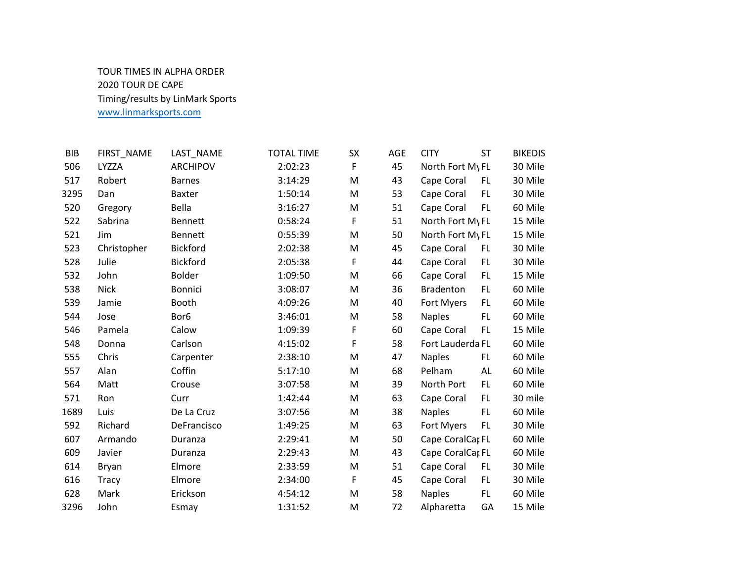TOUR TIMES IN ALPHA ORDER
2020 TOUR DE CAPE
Timing/results by LinMark Sports
www.linmarksports.com

| BIB | FIRST_NAME | LAST_NAME | TOTAL TIME | SX | AGE | CITY | ST | BIKEDIS |
|---|---|---|---|---|---|---|---|---|
| 506 | LYZZA | ARCHIPOV | 2:02:23 | F | 45 | North Fort My | FL | 30 Mile |
| 517 | Robert | Barnes | 3:14:29 | M | 43 | Cape Coral | FL | 30 Mile |
| 3295 | Dan | Baxter | 1:50:14 | M | 53 | Cape Coral | FL | 30 Mile |
| 520 | Gregory | Bella | 3:16:27 | M | 51 | Cape Coral | FL | 60 Mile |
| 522 | Sabrina | Bennett | 0:58:24 | F | 51 | North Fort My | FL | 15 Mile |
| 521 | Jim | Bennett | 0:55:39 | M | 50 | North Fort My | FL | 15 Mile |
| 523 | Christopher | Bickford | 2:02:38 | M | 45 | Cape Coral | FL | 30 Mile |
| 528 | Julie | Bickford | 2:05:38 | F | 44 | Cape Coral | FL | 30 Mile |
| 532 | John | Bolder | 1:09:50 | M | 66 | Cape Coral | FL | 15 Mile |
| 538 | Nick | Bonnici | 3:08:07 | M | 36 | Bradenton | FL | 60 Mile |
| 539 | Jamie | Booth | 4:09:26 | M | 40 | Fort Myers | FL | 60 Mile |
| 544 | Jose | Bor6 | 3:46:01 | M | 58 | Naples | FL | 60 Mile |
| 546 | Pamela | Calow | 1:09:39 | F | 60 | Cape Coral | FL | 15 Mile |
| 548 | Donna | Carlson | 4:15:02 | F | 58 | Fort Lauderda | FL | 60 Mile |
| 555 | Chris | Carpenter | 2:38:10 | M | 47 | Naples | FL | 60 Mile |
| 557 | Alan | Coffin | 5:17:10 | M | 68 | Pelham | AL | 60 Mile |
| 564 | Matt | Crouse | 3:07:58 | M | 39 | North Port | FL | 60 Mile |
| 571 | Ron | Curr | 1:42:44 | M | 63 | Cape Coral | FL | 30 mile |
| 1689 | Luis | De La Cruz | 3:07:56 | M | 38 | Naples | FL | 60 Mile |
| 592 | Richard | DeFrancisco | 1:49:25 | M | 63 | Fort Myers | FL | 30 Mile |
| 607 | Armando | Duranza | 2:29:41 | M | 50 | Cape CoralCap | FL | 60 Mile |
| 609 | Javier | Duranza | 2:29:43 | M | 43 | Cape CoralCap | FL | 60 Mile |
| 614 | Bryan | Elmore | 2:33:59 | M | 51 | Cape Coral | FL | 30 Mile |
| 616 | Tracy | Elmore | 2:34:00 | F | 45 | Cape Coral | FL | 30 Mile |
| 628 | Mark | Erickson | 4:54:12 | M | 58 | Naples | FL | 60 Mile |
| 3296 | John | Esmay | 1:31:52 | M | 72 | Alpharetta | GA | 15 Mile |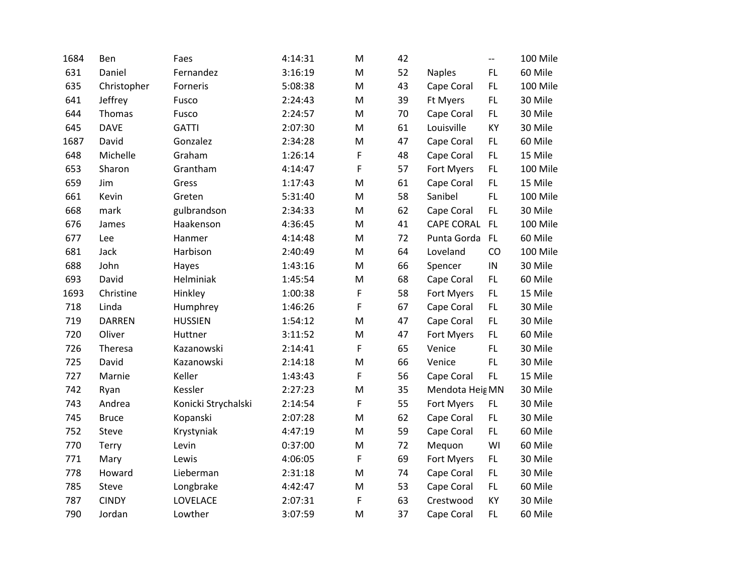| | | | | | | | | |
|---|---|---|---|---|---|---|---|---|
| 1684 | Ben | Faes | 4:14:31 | M | 42 | | -- | 100 Mile |
| 631 | Daniel | Fernandez | 3:16:19 | M | 52 | Naples | FL | 60 Mile |
| 635 | Christopher | Forneris | 5:08:38 | M | 43 | Cape Coral | FL | 100 Mile |
| 641 | Jeffrey | Fusco | 2:24:43 | M | 39 | Ft Myers | FL | 30 Mile |
| 644 | Thomas | Fusco | 2:24:57 | M | 70 | Cape Coral | FL | 30 Mile |
| 645 | DAVE | GATTI | 2:07:30 | M | 61 | Louisville | KY | 30 Mile |
| 1687 | David | Gonzalez | 2:34:28 | M | 47 | Cape Coral | FL | 60 Mile |
| 648 | Michelle | Graham | 1:26:14 | F | 48 | Cape Coral | FL | 15 Mile |
| 653 | Sharon | Grantham | 4:14:47 | F | 57 | Fort Myers | FL | 100 Mile |
| 659 | Jim | Gress | 1:17:43 | M | 61 | Cape Coral | FL | 15 Mile |
| 661 | Kevin | Greten | 5:31:40 | M | 58 | Sanibel | FL | 100 Mile |
| 668 | mark | gulbrandson | 2:34:33 | M | 62 | Cape Coral | FL | 30 Mile |
| 676 | James | Haakenson | 4:36:45 | M | 41 | CAPE CORAL | FL | 100 Mile |
| 677 | Lee | Hanmer | 4:14:48 | M | 72 | Punta Gorda | FL | 60 Mile |
| 681 | Jack | Harbison | 2:40:49 | M | 64 | Loveland | CO | 100 Mile |
| 688 | John | Hayes | 1:43:16 | M | 66 | Spencer | IN | 30 Mile |
| 693 | David | Helminiak | 1:45:54 | M | 68 | Cape Coral | FL | 60 Mile |
| 1693 | Christine | Hinkley | 1:00:38 | F | 58 | Fort Myers | FL | 15 Mile |
| 718 | Linda | Humphrey | 1:46:26 | F | 67 | Cape Coral | FL | 30 Mile |
| 719 | DARREN | HUSSIEN | 1:54:12 | M | 47 | Cape Coral | FL | 30 Mile |
| 720 | Oliver | Huttner | 3:11:52 | M | 47 | Fort Myers | FL | 60 Mile |
| 726 | Theresa | Kazanowski | 2:14:41 | F | 65 | Venice | FL | 30 Mile |
| 725 | David | Kazanowski | 2:14:18 | M | 66 | Venice | FL | 30 Mile |
| 727 | Marnie | Keller | 1:43:43 | F | 56 | Cape Coral | FL | 15 Mile |
| 742 | Ryan | Kessler | 2:27:23 | M | 35 | Mendota Heig | MN | 30 Mile |
| 743 | Andrea | Konicki Strychalski | 2:14:54 | F | 55 | Fort Myers | FL | 30 Mile |
| 745 | Bruce | Kopanski | 2:07:28 | M | 62 | Cape Coral | FL | 30 Mile |
| 752 | Steve | Krystyniak | 4:47:19 | M | 59 | Cape Coral | FL | 60 Mile |
| 770 | Terry | Levin | 0:37:00 | M | 72 | Mequon | WI | 60 Mile |
| 771 | Mary | Lewis | 4:06:05 | F | 69 | Fort Myers | FL | 30 Mile |
| 778 | Howard | Lieberman | 2:31:18 | M | 74 | Cape Coral | FL | 30 Mile |
| 785 | Steve | Longbrake | 4:42:47 | M | 53 | Cape Coral | FL | 60 Mile |
| 787 | CINDY | LOVELACE | 2:07:31 | F | 63 | Crestwood | KY | 30 Mile |
| 790 | Jordan | Lowther | 3:07:59 | M | 37 | Cape Coral | FL | 60 Mile |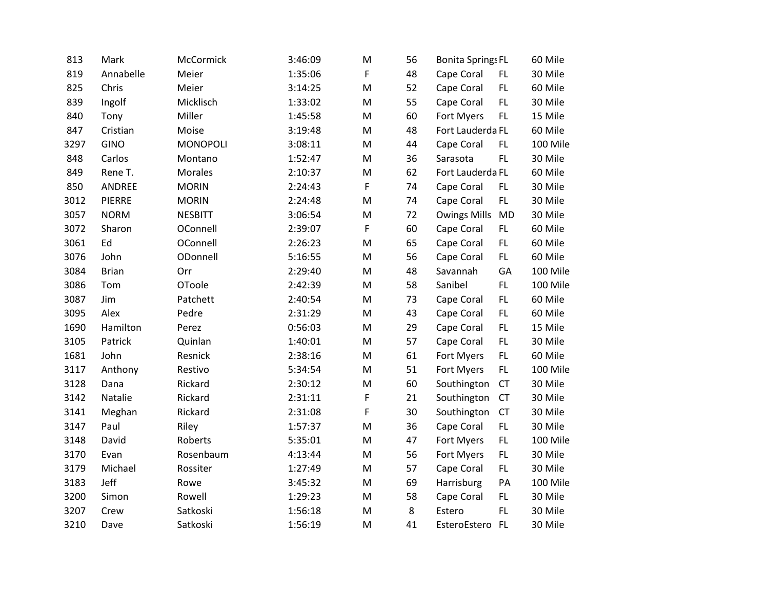| | | | | | | | | |
|---|---|---|---|---|---|---|---|---|
| 813 | Mark | McCormick | 3:46:09 | M | 56 | Bonita Springs | FL | 60 Mile |
| 819 | Annabelle | Meier | 1:35:06 | F | 48 | Cape Coral | FL | 30 Mile |
| 825 | Chris | Meier | 3:14:25 | M | 52 | Cape Coral | FL | 60 Mile |
| 839 | Ingolf | Micklisch | 1:33:02 | M | 55 | Cape Coral | FL | 30 Mile |
| 840 | Tony | Miller | 1:45:58 | M | 60 | Fort Myers | FL | 15 Mile |
| 847 | Cristian | Moise | 3:19:48 | M | 48 | Fort Lauderda | FL | 60 Mile |
| 3297 | GINO | MONOPOLI | 3:08:11 | M | 44 | Cape Coral | FL | 100 Mile |
| 848 | Carlos | Montano | 1:52:47 | M | 36 | Sarasota | FL | 30 Mile |
| 849 | Rene T. | Morales | 2:10:37 | M | 62 | Fort Lauderda | FL | 60 Mile |
| 850 | ANDREE | MORIN | 2:24:43 | F | 74 | Cape Coral | FL | 30 Mile |
| 3012 | PIERRE | MORIN | 2:24:48 | M | 74 | Cape Coral | FL | 30 Mile |
| 3057 | NORM | NESBITT | 3:06:54 | M | 72 | Owings Mills | MD | 30 Mile |
| 3072 | Sharon | OConnell | 2:39:07 | F | 60 | Cape Coral | FL | 60 Mile |
| 3061 | Ed | OConnell | 2:26:23 | M | 65 | Cape Coral | FL | 60 Mile |
| 3076 | John | ODonnell | 5:16:55 | M | 56 | Cape Coral | FL | 60 Mile |
| 3084 | Brian | Orr | 2:29:40 | M | 48 | Savannah | GA | 100 Mile |
| 3086 | Tom | OToole | 2:42:39 | M | 58 | Sanibel | FL | 100 Mile |
| 3087 | Jim | Patchett | 2:40:54 | M | 73 | Cape Coral | FL | 60 Mile |
| 3095 | Alex | Pedre | 2:31:29 | M | 43 | Cape Coral | FL | 60 Mile |
| 1690 | Hamilton | Perez | 0:56:03 | M | 29 | Cape Coral | FL | 15 Mile |
| 3105 | Patrick | Quinlan | 1:40:01 | M | 57 | Cape Coral | FL | 30 Mile |
| 1681 | John | Resnick | 2:38:16 | M | 61 | Fort Myers | FL | 60 Mile |
| 3117 | Anthony | Restivo | 5:34:54 | M | 51 | Fort Myers | FL | 100 Mile |
| 3128 | Dana | Rickard | 2:30:12 | M | 60 | Southington | CT | 30 Mile |
| 3142 | Natalie | Rickard | 2:31:11 | F | 21 | Southington | CT | 30 Mile |
| 3141 | Meghan | Rickard | 2:31:08 | F | 30 | Southington | CT | 30 Mile |
| 3147 | Paul | Riley | 1:57:37 | M | 36 | Cape Coral | FL | 30 Mile |
| 3148 | David | Roberts | 5:35:01 | M | 47 | Fort Myers | FL | 100 Mile |
| 3170 | Evan | Rosenbaum | 4:13:44 | M | 56 | Fort Myers | FL | 30 Mile |
| 3179 | Michael | Rossiter | 1:27:49 | M | 57 | Cape Coral | FL | 30 Mile |
| 3183 | Jeff | Rowe | 3:45:32 | M | 69 | Harrisburg | PA | 100 Mile |
| 3200 | Simon | Rowell | 1:29:23 | M | 58 | Cape Coral | FL | 30 Mile |
| 3207 | Crew | Satkoski | 1:56:18 | M | 8 | Estero | FL | 30 Mile |
| 3210 | Dave | Satkoski | 1:56:19 | M | 41 | EsteroEstero | FL | 30 Mile |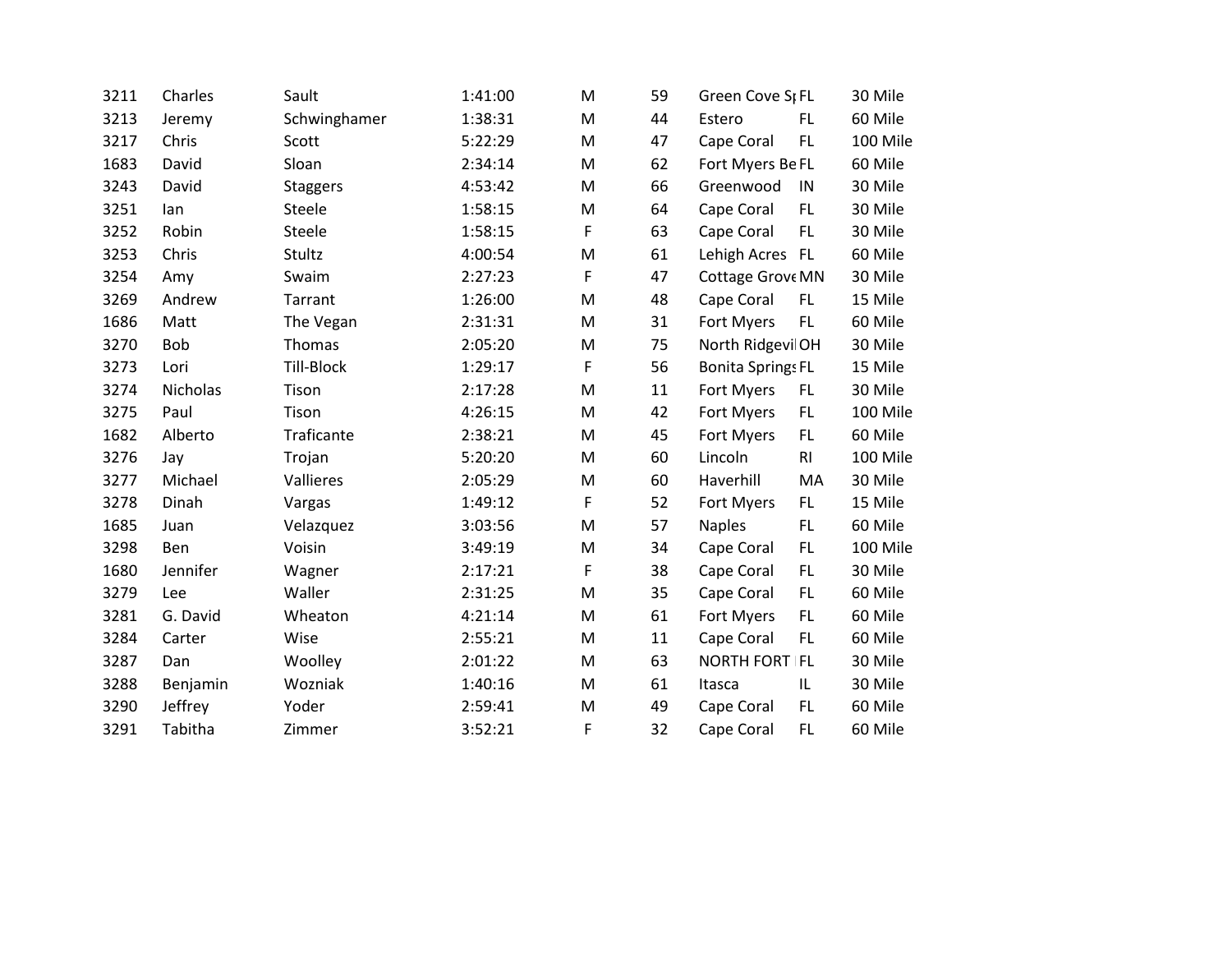| | | | | | | | | |
|---|---|---|---|---|---|---|---|---|
| 3211 | Charles | Sault | 1:41:00 | M | 59 | Green Cove Sp | FL | 30 Mile |
| 3213 | Jeremy | Schwinghamer | 1:38:31 | M | 44 | Estero | FL | 60 Mile |
| 3217 | Chris | Scott | 5:22:29 | M | 47 | Cape Coral | FL | 100 Mile |
| 1683 | David | Sloan | 2:34:14 | M | 62 | Fort Myers Be | FL | 60 Mile |
| 3243 | David | Staggers | 4:53:42 | M | 66 | Greenwood | IN | 30 Mile |
| 3251 | Ian | Steele | 1:58:15 | M | 64 | Cape Coral | FL | 30 Mile |
| 3252 | Robin | Steele | 1:58:15 | F | 63 | Cape Coral | FL | 30 Mile |
| 3253 | Chris | Stultz | 4:00:54 | M | 61 | Lehigh Acres | FL | 60 Mile |
| 3254 | Amy | Swaim | 2:27:23 | F | 47 | Cottage Grove | MN | 30 Mile |
| 3269 | Andrew | Tarrant | 1:26:00 | M | 48 | Cape Coral | FL | 15 Mile |
| 1686 | Matt | The Vegan | 2:31:31 | M | 31 | Fort Myers | FL | 60 Mile |
| 3270 | Bob | Thomas | 2:05:20 | M | 75 | North Ridgevil | OH | 30 Mile |
| 3273 | Lori | Till-Block | 1:29:17 | F | 56 | Bonita Springs | FL | 15 Mile |
| 3274 | Nicholas | Tison | 2:17:28 | M | 11 | Fort Myers | FL | 30 Mile |
| 3275 | Paul | Tison | 4:26:15 | M | 42 | Fort Myers | FL | 100 Mile |
| 1682 | Alberto | Traficante | 2:38:21 | M | 45 | Fort Myers | FL | 60 Mile |
| 3276 | Jay | Trojan | 5:20:20 | M | 60 | Lincoln | RI | 100 Mile |
| 3277 | Michael | Vallieres | 2:05:29 | M | 60 | Haverhill | MA | 30 Mile |
| 3278 | Dinah | Vargas | 1:49:12 | F | 52 | Fort Myers | FL | 15 Mile |
| 1685 | Juan | Velazquez | 3:03:56 | M | 57 | Naples | FL | 60 Mile |
| 3298 | Ben | Voisin | 3:49:19 | M | 34 | Cape Coral | FL | 100 Mile |
| 1680 | Jennifer | Wagner | 2:17:21 | F | 38 | Cape Coral | FL | 30 Mile |
| 3279 | Lee | Waller | 2:31:25 | M | 35 | Cape Coral | FL | 60 Mile |
| 3281 | G. David | Wheaton | 4:21:14 | M | 61 | Fort Myers | FL | 60 Mile |
| 3284 | Carter | Wise | 2:55:21 | M | 11 | Cape Coral | FL | 60 Mile |
| 3287 | Dan | Woolley | 2:01:22 | M | 63 | NORTH FORT | FL | 30 Mile |
| 3288 | Benjamin | Wozniak | 1:40:16 | M | 61 | Itasca | IL | 30 Mile |
| 3290 | Jeffrey | Yoder | 2:59:41 | M | 49 | Cape Coral | FL | 60 Mile |
| 3291 | Tabitha | Zimmer | 3:52:21 | F | 32 | Cape Coral | FL | 60 Mile |